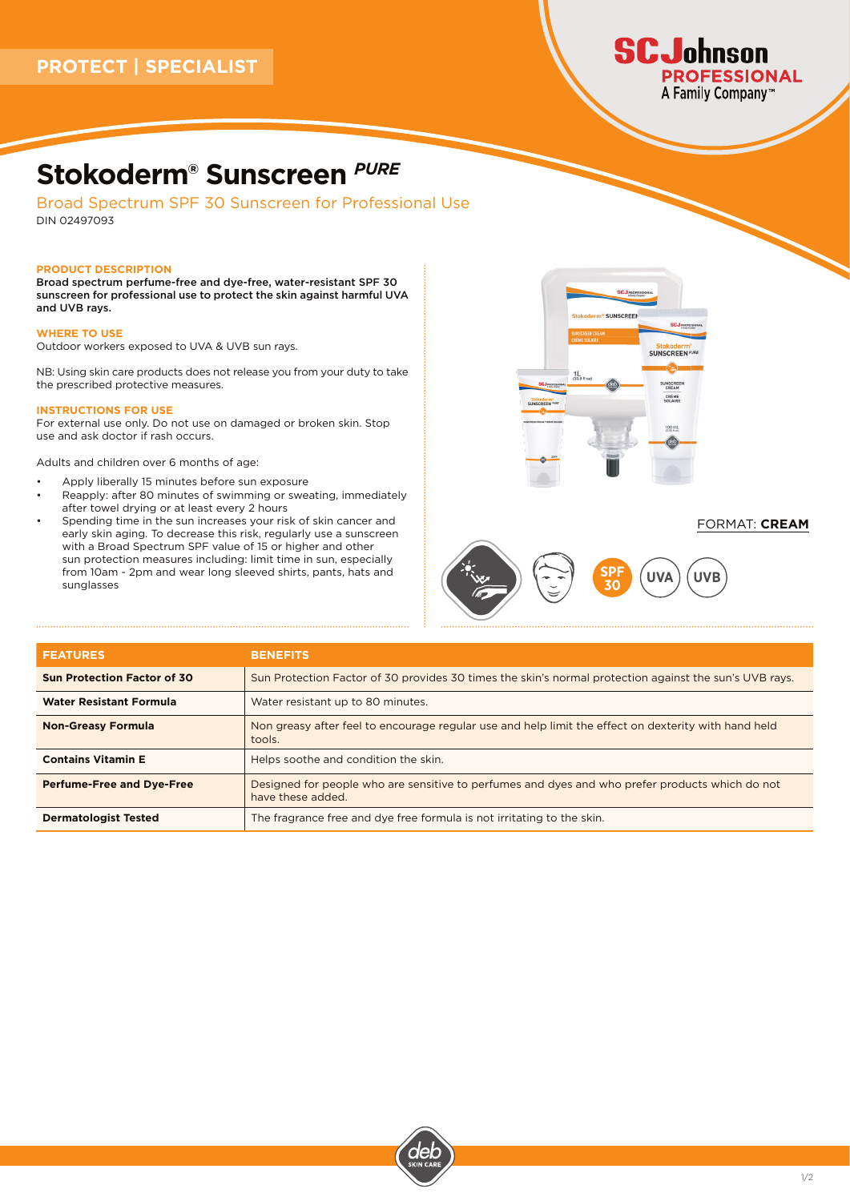PROTECT | SPECIALIST

# Stokoderm® Sunscreen *PURE*

## Broad Spectrum SPF 30 Sunscreen for Professional Use

DIN 02497093

### PRODUCT DESCRIPTION

**Broad spectrum perfume-free and dye-free, water-resistant SPF 30 sunscreen for professional use to protect the skin against harmful UVA and UVB rays.**

### WHERE TO USE

Outdoor workers exposed to UVA & UVB sun rays.

NB: Using skin care products does not release you from your duty to take the prescribed protective measures.

### INSTRUCTIONS FOR USE

For external use only. Do not use on damaged or broken skin. Stop use and ask doctor if rash occurs.

Adults and children over 6 months of age:

- Apply liberally 15 minutes before sun exposure
- Reapply: after 80 minutes of swimming or sweating, immediately after towel drying or at least every 2 hours
- Spending time in the sun increases your risk of skin cancer and early skin aging. To decrease this risk, regularly use a sunscreen with a Broad Spectrum SPF value of 15 or higher and other sun protection measures including: limit time in sun, especially from 10am - 2pm and wear long sleeved shirts, pants, hats and sunglasses

FORMAT: **CREAM**

SPF 30 | UVA | UVB

| FEATURES | BENEFITS |
|---|---|
| **Sun Protection Factor of 30** | Sun Protection Factor of 30 provides 30 times the skin's normal protection against the sun's UVB rays. |
| **Water Resistant Formula** | Water resistant up to 80 minutes. |
| **Non-Greasy Formula** | Non greasy after feel to encourage regular use and help limit the effect on dexterity with hand held tools. |
| **Contains Vitamin E** | Helps soothe and condition the skin. |
| **Perfume-Free and Dye-Free** | Designed for people who are sensitive to perfumes and dyes and who prefer products which do not have these added. |
| **Dermatologist Tested** | The fragrance free and dye free formula is not irritating to the skin. |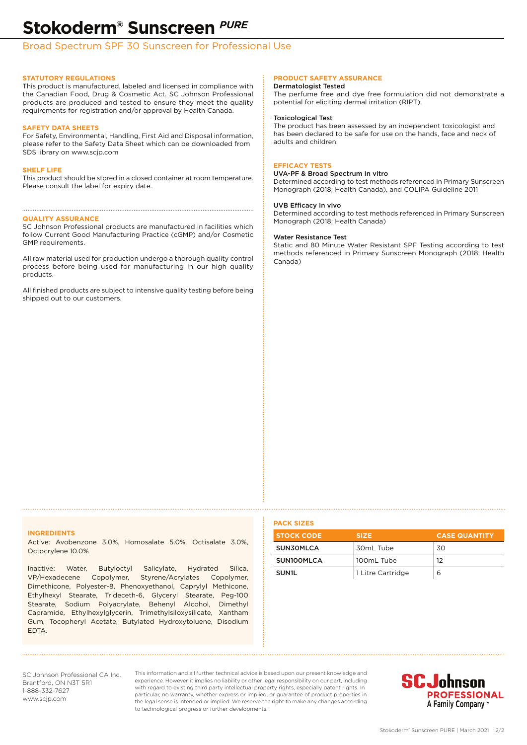# Stokoderm® Sunscreen *PURE*

## Broad Spectrum SPF 30 Sunscreen for Professional Use

### STATUTORY REGULATIONS

This product is manufactured, labeled and licensed in compliance with the Canadian Food, Drug & Cosmetic Act. SC Johnson Professional products are produced and tested to ensure they meet the quality requirements for registration and/or approval by Health Canada.

### SAFETY DATA SHEETS

For Safety, Environmental, Handling, First Aid and Disposal information, please refer to the Safety Data Sheet which can be downloaded from SDS library on www.scjp.com

### SHELF LIFE

This product should be stored in a closed container at room temperature. Please consult the label for expiry date.

### QUALITY ASSURANCE

SC Johnson Professional products are manufactured in facilities which follow Current Good Manufacturing Practice (cGMP) and/or Cosmetic GMP requirements.

All raw material used for production undergo a thorough quality control process before being used for manufacturing in our high quality products.

All finished products are subject to intensive quality testing before being shipped out to our customers.

### PRODUCT SAFETY ASSURANCE

**Dermatologist Tested**

The perfume free and dye free formulation did not demonstrate a potential for eliciting dermal irritation (RIPT).

**Toxicological Test**

The product has been assessed by an independent toxicologist and has been declared to be safe for use on the hands, face and neck of adults and children.

### EFFICACY TESTS

**UVA-PF & Broad Spectrum In vitro**

Determined according to test methods referenced in Primary Sunscreen Monograph (2018; Health Canada), and COLIPA Guideline 2011

**UVB Efficacy In vivo**

Determined according to test methods referenced in Primary Sunscreen Monograph (2018; Health Canada)

**Water Resistance Test**

Static and 80 Minute Water Resistant SPF Testing according to test methods referenced in Primary Sunscreen Monograph (2018; Health Canada)

### INGREDIENTS

Active: Avobenzone 3.0%, Homosalate 5.0%, Octisalate 3.0%, Octocrylene 10.0%

Inactive: Water, Butyloctyl Salicylate, Hydrated Silica, VP/Hexadecene Copolymer, Styrene/Acrylates Copolymer, Dimethicone, Polyester-8, Phenoxyethanol, Caprylyl Methicone, Ethylhexyl Stearate, Trideceth-6, Glyceryl Stearate, Peg-100 Stearate, Sodium Polyacrylate, Behenyl Alcohol, Dimethyl Capramide, Ethylhexylglycerin, Trimethylsiloxysilicate, Xantham Gum, Tocopheryl Acetate, Butylated Hydroxytoluene, Disodium EDTA.

### PACK SIZES

| STOCK CODE | SIZE | CASE QUANTITY |
|---|---|---|
| SUN30MLCA | 30mL Tube | 30 |
| SUN100MLCA | 100mL Tube | 12 |
| SUN1L | 1 Litre Cartridge | 6 |

SC Johnson Professional CA Inc.
Brantford, ON N3T 5R1
1-888-332-7627
www.scjp.com

This information and all further technical advice is based upon our present knowledge and experience. However, it implies no liability or other legal responsibility on our part, including with regard to existing third party intellectual property rights, especially patent rights. In particular, no warranty, whether express or implied, or guarantee of product properties in the legal sense is intended or implied. We reserve the right to make any changes according to technological progress or further developments.

SC Johnson PROFESSIONAL
A Family Company™